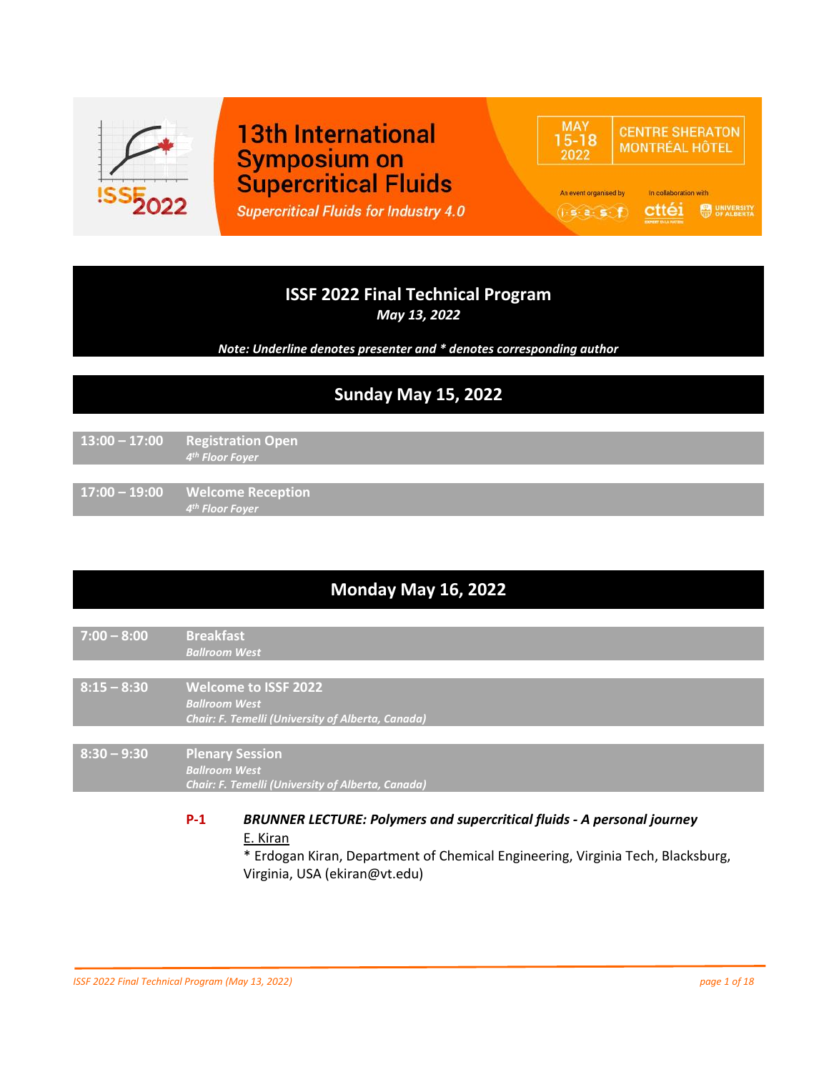# 13th International Symposium on Supercritical Fluids

*Supercritical Fluids for Industry 4.0*

MAY 15-18 2022 | CENTRE SHERATON MONTRÉAL HÔTEL

An event organised by i-s-a-s-f | In collaboration with cttéi, University of Alberta

## ISSF 2022 Final Technical Program

*May 13, 2022*

*Note: Underline denotes presenter and * denotes corresponding author*

## Sunday May 15, 2022

**13:00 – 17:00** **Registration Open**
*4th Floor Foyer*

**17:00 – 19:00** **Welcome Reception**
*4th Floor Foyer*

## Monday May 16, 2022

**7:00 – 8:00** **Breakfast**
*Ballroom West*

**8:15 – 8:30** **Welcome to ISSF 2022**
*Ballroom West*
*Chair: F. Temelli (University of Alberta, Canada)*

**8:30 – 9:30** **Plenary Session**
*Ballroom West*
*Chair: F. Temelli (University of Alberta, Canada)*

**P-1** ***BRUNNER LECTURE: Polymers and supercritical fluids - A personal journey***
<u>E. Kiran</u>
* Erdogan Kiran, Department of Chemical Engineering, Virginia Tech, Blacksburg, Virginia, USA (ekiran@vt.edu)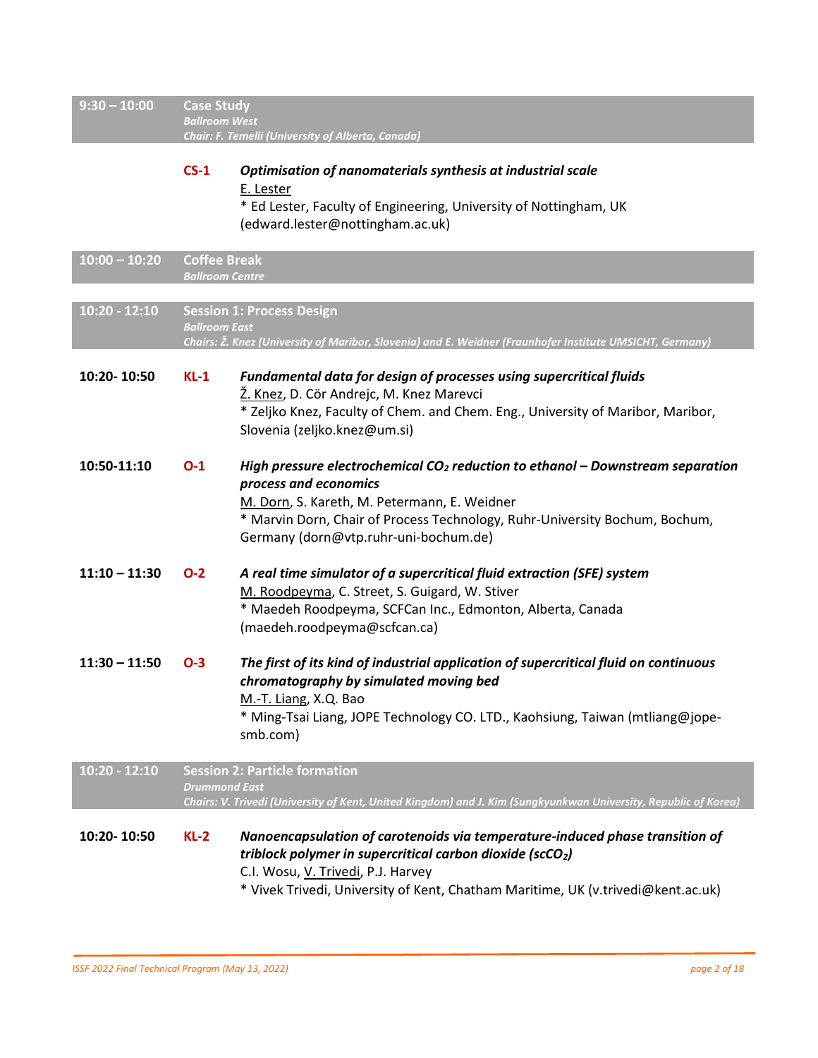## 9:30 – 10:00 Case Study
***Ballroom West***
***Chair: F. Temelli (University of Alberta, Canada)***

**CS-1** ***Optimisation of nanomaterials synthesis at industrial scale***
E. Lester
* Ed Lester, Faculty of Engineering, University of Nottingham, UK (edward.lester@nottingham.ac.uk)

## 10:00 – 10:20 Coffee Break
***Ballroom Centre***

## 10:20 - 12:10 Session 1: Process Design
***Ballroom East***
***Chairs: Ž. Knez (University of Maribor, Slovenia) and E. Weidner (Fraunhofer Institute UMSICHT, Germany)***

**10:20- 10:50** **KL-1** ***Fundamental data for design of processes using supercritical fluids***
Ž. Knez, D. Cör Andrejc, M. Knez Marevci
* Zeljko Knez, Faculty of Chem. and Chem. Eng., University of Maribor, Maribor, Slovenia (zeljko.knez@um.si)

**10:50-11:10** **O-1** ***High pressure electrochemical $CO_2$ reduction to ethanol – Downstream separation process and economics***
M. Dorn, S. Kareth, M. Petermann, E. Weidner
* Marvin Dorn, Chair of Process Technology, Ruhr-University Bochum, Bochum, Germany (dorn@vtp.ruhr-uni-bochum.de)

**11:10 – 11:30** **O-2** ***A real time simulator of a supercritical fluid extraction (SFE) system***
M. Roodpeyma, C. Street, S. Guigard, W. Stiver
* Maedeh Roodpeyma, SCFCan Inc., Edmonton, Alberta, Canada (maedeh.roodpeyma@scfcan.ca)

**11:30 – 11:50** **O-3** ***The first of its kind of industrial application of supercritical fluid on continuous chromatography by simulated moving bed***
M.-T. Liang, X.Q. Bao
* Ming-Tsai Liang, JOPE Technology CO. LTD., Kaohsiung, Taiwan (mtliang@jope-smb.com)

## 10:20 - 12:10 Session 2: Particle formation
***Drummond East***
***Chairs: V. Trivedi (University of Kent, United Kingdom) and J. Kim (Sungkyunkwan University, Republic of Korea)***

**10:20- 10:50** **KL-2** ***Nanoencapsulation of carotenoids via temperature-induced phase transition of triblock polymer in supercritical carbon dioxide ($scCO_2$)***
C.I. Wosu, V. Trivedi, P.J. Harvey
* Vivek Trivedi, University of Kent, Chatham Maritime, UK (v.trivedi@kent.ac.uk)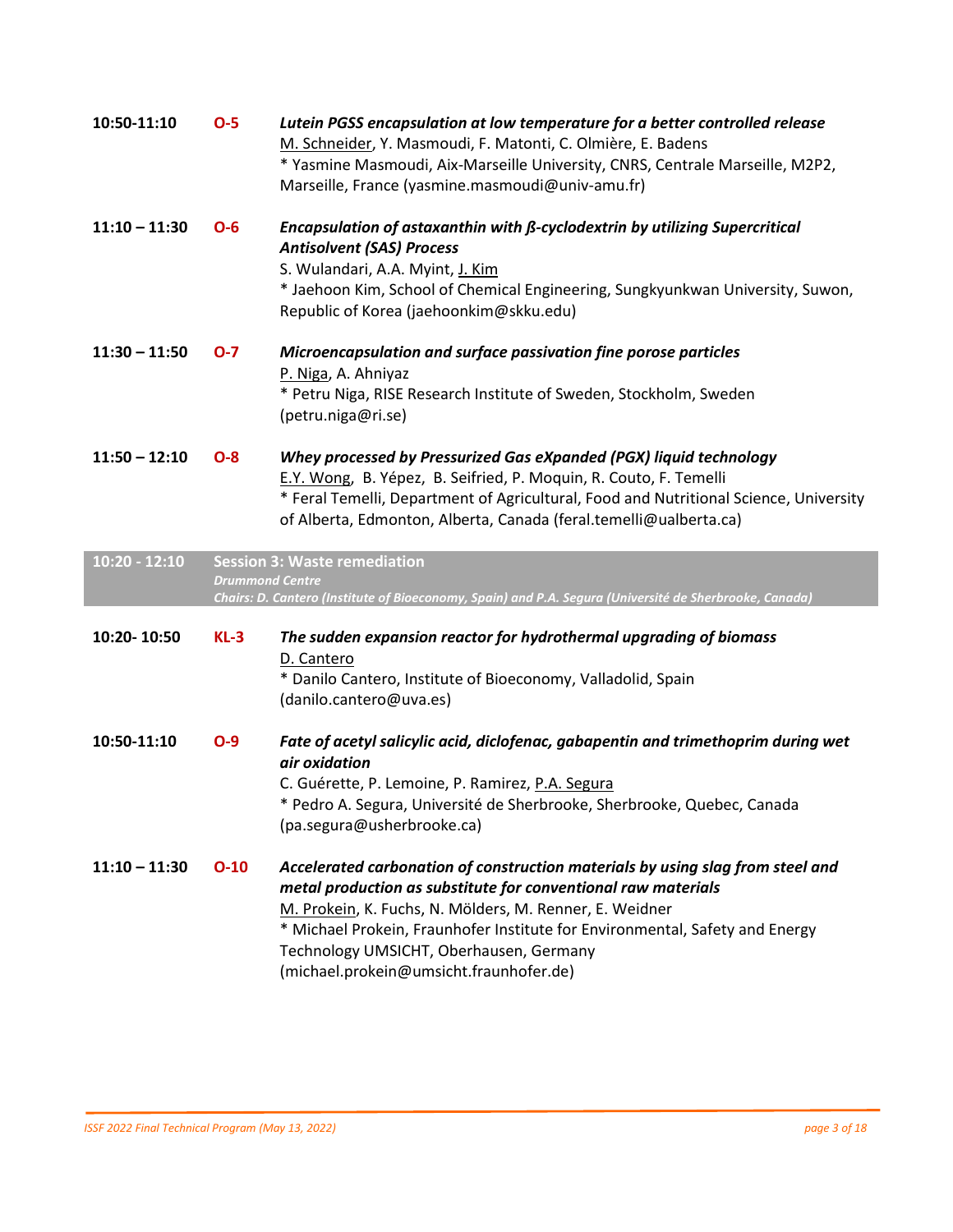**10:50-11:10** **O-5** ***Lutein PGSS encapsulation at low temperature for a better controlled release***
<u>M. Schneider</u>, Y. Masmoudi, F. Matonti, C. Olmière, E. Badens
* Yasmine Masmoudi, Aix-Marseille University, CNRS, Centrale Marseille, M2P2, Marseille, France (yasmine.masmoudi@univ-amu.fr)

**11:10 – 11:30** **O-6** ***Encapsulation of astaxanthin with ß-cyclodextrin by utilizing Supercritical Antisolvent (SAS) Process***
S. Wulandari, A.A. Myint, <u>J. Kim</u>
* Jaehoon Kim, School of Chemical Engineering, Sungkyunkwan University, Suwon, Republic of Korea (jaehoonkim@skku.edu)

**11:30 – 11:50** **O-7** ***Microencapsulation and surface passivation fine porose particles***
<u>P. Niga</u>, A. Ahniyaz
* Petru Niga, RISE Research Institute of Sweden, Stockholm, Sweden (petru.niga@ri.se)

**11:50 – 12:10** **O-8** ***Whey processed by Pressurized Gas eXpanded (PGX) liquid technology***
<u>E.Y. Wong</u>, B. Yépez, B. Seifried, P. Moquin, R. Couto, F. Temelli
* Feral Temelli, Department of Agricultural, Food and Nutritional Science, University of Alberta, Edmonton, Alberta, Canada (feral.temelli@ualberta.ca)

## 10:20 - 12:10 Session 3: Waste remediation

*Drummond Centre*
*Chairs: D. Cantero (Institute of Bioeconomy, Spain) and P.A. Segura (Université de Sherbrooke, Canada)*

**10:20- 10:50** **KL-3** ***The sudden expansion reactor for hydrothermal upgrading of biomass***
<u>D. Cantero</u>
* Danilo Cantero, Institute of Bioeconomy, Valladolid, Spain (danilo.cantero@uva.es)

**10:50-11:10** **O-9** ***Fate of acetyl salicylic acid, diclofenac, gabapentin and trimethoprim during wet air oxidation***
C. Guérette, P. Lemoine, P. Ramirez, <u>P.A. Segura</u>
* Pedro A. Segura, Université de Sherbrooke, Sherbrooke, Quebec, Canada (pa.segura@usherbrooke.ca)

**11:10 – 11:30** **O-10** ***Accelerated carbonation of construction materials by using slag from steel and metal production as substitute for conventional raw materials***
<u>M. Prokein</u>, K. Fuchs, N. Mölders, M. Renner, E. Weidner
* Michael Prokein, Fraunhofer Institute for Environmental, Safety and Energy Technology UMSICHT, Oberhausen, Germany (michael.prokein@umsicht.fraunhofer.de)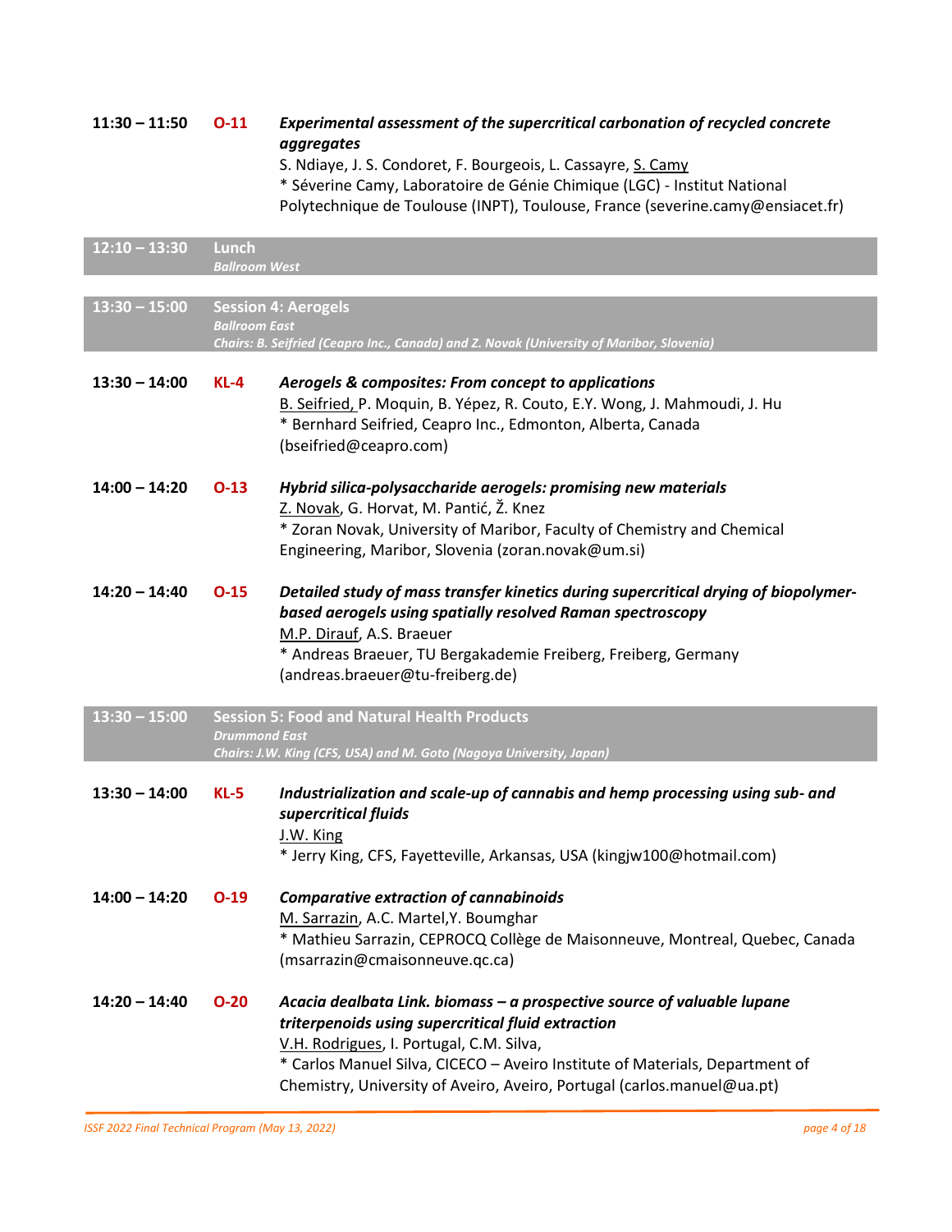**11:30 – 11:50** **O-11** ***Experimental assessment of the supercritical carbonation of recycled concrete aggregates***
S. Ndiaye, J. S. Condoret, F. Bourgeois, L. Cassayre, S. Camy
* Séverine Camy, Laboratoire de Génie Chimique (LGC) - Institut National Polytechnique de Toulouse (INPT), Toulouse, France (severine.camy@ensiacet.fr)

**12:10 – 13:30** **Lunch**
*Ballroom West*

## 13:30 – 15:00 Session 4: Aerogels

*Ballroom East*
*Chairs: B. Seifried (Ceapro Inc., Canada) and Z. Novak (University of Maribor, Slovenia)*

**13:30 – 14:00** **KL-4** ***Aerogels & composites: From concept to applications***
B. Seifried, P. Moquin, B. Yépez, R. Couto, E.Y. Wong, J. Mahmoudi, J. Hu
* Bernhard Seifried, Ceapro Inc., Edmonton, Alberta, Canada (bseifried@ceapro.com)

**14:00 – 14:20** **O-13** ***Hybrid silica-polysaccharide aerogels: promising new materials***
Z. Novak, G. Horvat, M. Pantić, Ž. Knez
* Zoran Novak, University of Maribor, Faculty of Chemistry and Chemical Engineering, Maribor, Slovenia (zoran.novak@um.si)

**14:20 – 14:40** **O-15** ***Detailed study of mass transfer kinetics during supercritical drying of biopolymer-based aerogels using spatially resolved Raman spectroscopy***
M.P. Dirauf, A.S. Braeuer
* Andreas Braeuer, TU Bergakademie Freiberg, Freiberg, Germany (andreas.braeuer@tu-freiberg.de)

## 13:30 – 15:00 Session 5: Food and Natural Health Products

*Drummond East*
*Chairs: J.W. King (CFS, USA) and M. Goto (Nagoya University, Japan)*

**13:30 – 14:00** **KL-5** ***Industrialization and scale-up of cannabis and hemp processing using sub- and supercritical fluids***
J.W. King
* Jerry King, CFS, Fayetteville, Arkansas, USA (kingjw100@hotmail.com)

**14:00 – 14:20** **O-19** ***Comparative extraction of cannabinoids***
M. Sarrazin, A.C. Martel,Y. Boumghar
* Mathieu Sarrazin, CEPROCQ Collège de Maisonneuve, Montreal, Quebec, Canada (msarrazin@cmaisonneuve.qc.ca)

**14:20 – 14:40** **O-20** ***Acacia dealbata Link. biomass – a prospective source of valuable lupane triterpenoids using supercritical fluid extraction***
V.H. Rodrigues, I. Portugal, C.M. Silva,
* Carlos Manuel Silva, CICECO – Aveiro Institute of Materials, Department of Chemistry, University of Aveiro, Aveiro, Portugal (carlos.manuel@ua.pt)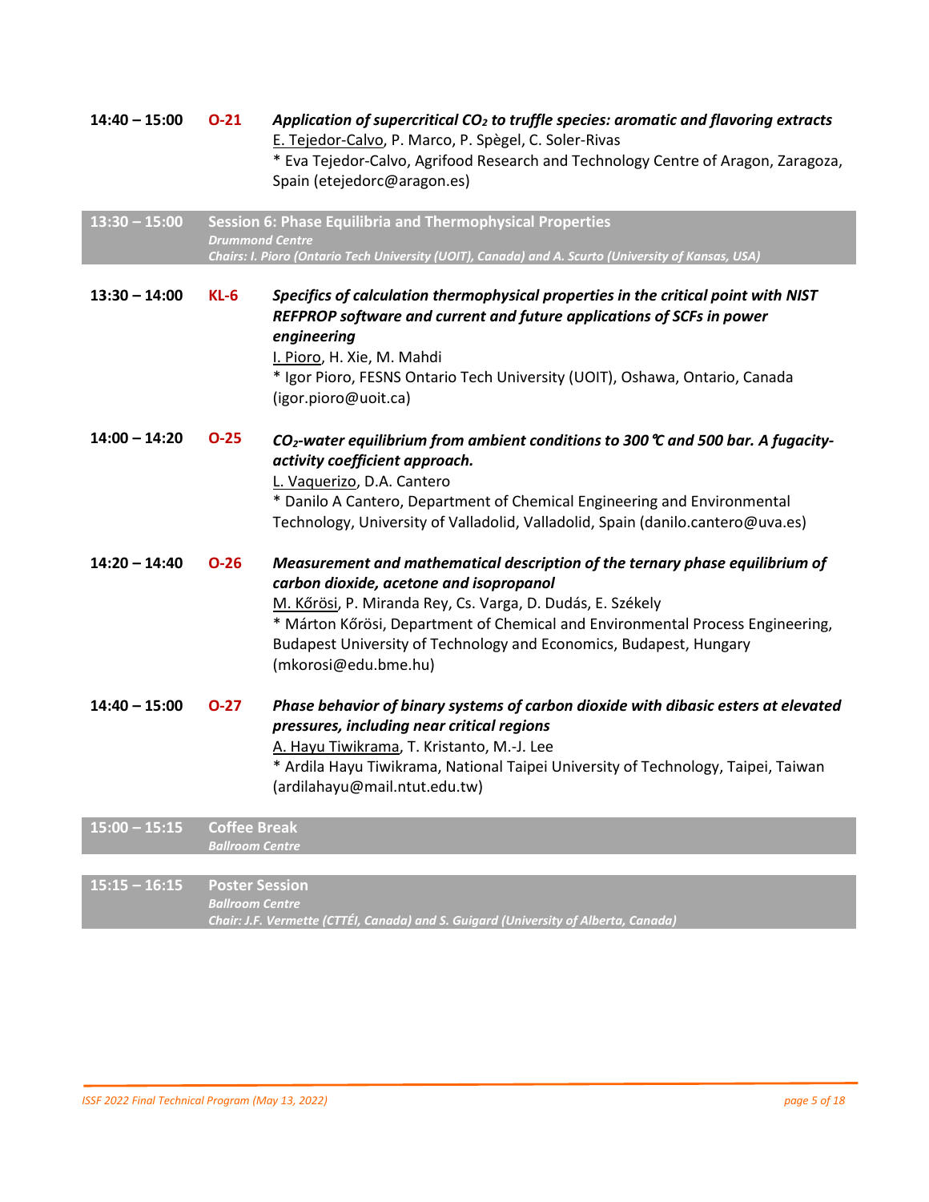**14:40 – 15:00** **O-21** ***Application of supercritical $CO_2$ to truffle species: aromatic and flavoring extracts***
E. Tejedor-Calvo, P. Marco, P. Spègel, C. Soler-Rivas
* Eva Tejedor-Calvo, Agrifood Research and Technology Centre of Aragon, Zaragoza, Spain (etejedorc@aragon.es)

## 13:30 – 15:00 Session 6: Phase Equilibria and Thermophysical Properties

*Drummond Centre*
*Chairs: I. Pioro (Ontario Tech University (UOIT), Canada) and A. Scurto (University of Kansas, USA)*

**13:30 – 14:00** **KL-6** ***Specifics of calculation thermophysical properties in the critical point with NIST REFPROP software and current and future applications of SCFs in power engineering***
I. Pioro, H. Xie, M. Mahdi
* Igor Pioro, FESNS Ontario Tech University (UOIT), Oshawa, Ontario, Canada (igor.pioro@uoit.ca)

**14:00 – 14:20** **O-25** ***$CO_2$-water equilibrium from ambient conditions to 300 ℃ and 500 bar. A fugacity-activity coefficient approach.***
L. Vaquerizo, D.A. Cantero
* Danilo A Cantero, Department of Chemical Engineering and Environmental Technology, University of Valladolid, Valladolid, Spain (danilo.cantero@uva.es)

**14:20 – 14:40** **O-26** ***Measurement and mathematical description of the ternary phase equilibrium of carbon dioxide, acetone and isopropanol***
M. Kőrösi, P. Miranda Rey, Cs. Varga, D. Dudás, E. Székely
* Márton Kőrösi, Department of Chemical and Environmental Process Engineering, Budapest University of Technology and Economics, Budapest, Hungary (mkorosi@edu.bme.hu)

**14:40 – 15:00** **O-27** ***Phase behavior of binary systems of carbon dioxide with dibasic esters at elevated pressures, including near critical regions***
A. Hayu Tiwikrama, T. Kristanto, M.-J. Lee
* Ardila Hayu Tiwikrama, National Taipei University of Technology, Taipei, Taiwan (ardilahayu@mail.ntut.edu.tw)

## 15:00 – 15:15 Coffee Break

*Ballroom Centre*

## 15:15 – 16:15 Poster Session

*Ballroom Centre*
*Chair: J.F. Vermette (CTTÉI, Canada) and S. Guigard (University of Alberta, Canada)*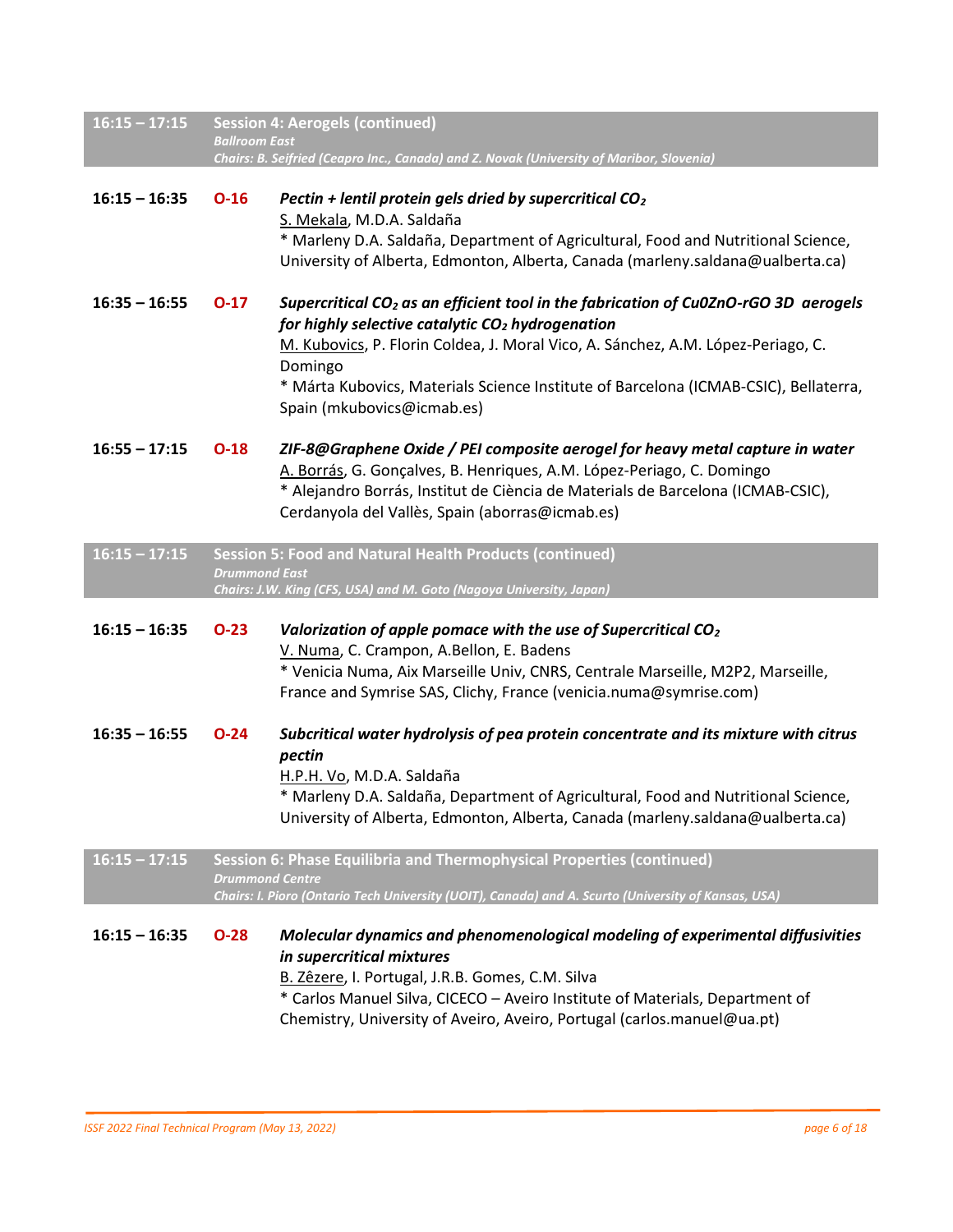## 16:15 – 17:15 Session 4: Aerogels (continued)

*Ballroom East*

*Chairs: B. Seifried (Ceapro Inc., Canada) and Z. Novak (University of Maribor, Slovenia)*

**16:15 – 16:35 O-16**

***Pectin + lentil protein gels dried by supercritical $CO_2$***

S. Mekala, M.D.A. Saldaña

* Marleny D.A. Saldaña, Department of Agricultural, Food and Nutritional Science, University of Alberta, Edmonton, Alberta, Canada (marleny.saldana@ualberta.ca)

**16:35 – 16:55 O-17**

***Supercritical $CO_2$ as an efficient tool in the fabrication of Cu0ZnO-rGO 3D aerogels for highly selective catalytic $CO_2$ hydrogenation***

M. Kubovics, P. Florin Coldea, J. Moral Vico, A. Sánchez, A.M. López-Periago, C. Domingo

* Márta Kubovics, Materials Science Institute of Barcelona (ICMAB-CSIC), Bellaterra, Spain (mkubovics@icmab.es)

**16:55 – 17:15 O-18**

***ZIF-8@Graphene Oxide / PEI composite aerogel for heavy metal capture in water***

A. Borrás, G. Gonçalves, B. Henriques, A.M. López-Periago, C. Domingo

* Alejandro Borrás, Institut de Ciència de Materials de Barcelona (ICMAB-CSIC), Cerdanyola del Vallès, Spain (aborras@icmab.es)

## 16:15 – 17:15 Session 5: Food and Natural Health Products (continued)

*Drummond East*

*Chairs: J.W. King (CFS, USA) and M. Goto (Nagoya University, Japan)*

**16:15 – 16:35 O-23**

***Valorization of apple pomace with the use of Supercritical $CO_2$***

V. Numa, C. Crampon, A.Bellon, E. Badens

* Venicia Numa, Aix Marseille Univ, CNRS, Centrale Marseille, M2P2, Marseille, France and Symrise SAS, Clichy, France (venicia.numa@symrise.com)

**16:35 – 16:55 O-24**

***Subcritical water hydrolysis of pea protein concentrate and its mixture with citrus pectin***

H.P.H. Vo, M.D.A. Saldaña

* Marleny D.A. Saldaña, Department of Agricultural, Food and Nutritional Science, University of Alberta, Edmonton, Alberta, Canada (marleny.saldana@ualberta.ca)

## 16:15 – 17:15 Session 6: Phase Equilibria and Thermophysical Properties (continued)

*Drummond Centre*

*Chairs: I. Pioro (Ontario Tech University (UOIT), Canada) and A. Scurto (University of Kansas, USA)*

**16:15 – 16:35 O-28**

***Molecular dynamics and phenomenological modeling of experimental diffusivities in supercritical mixtures***

B. Zêzere, I. Portugal, J.R.B. Gomes, C.M. Silva

* Carlos Manuel Silva, CICECO – Aveiro Institute of Materials, Department of Chemistry, University of Aveiro, Aveiro, Portugal (carlos.manuel@ua.pt)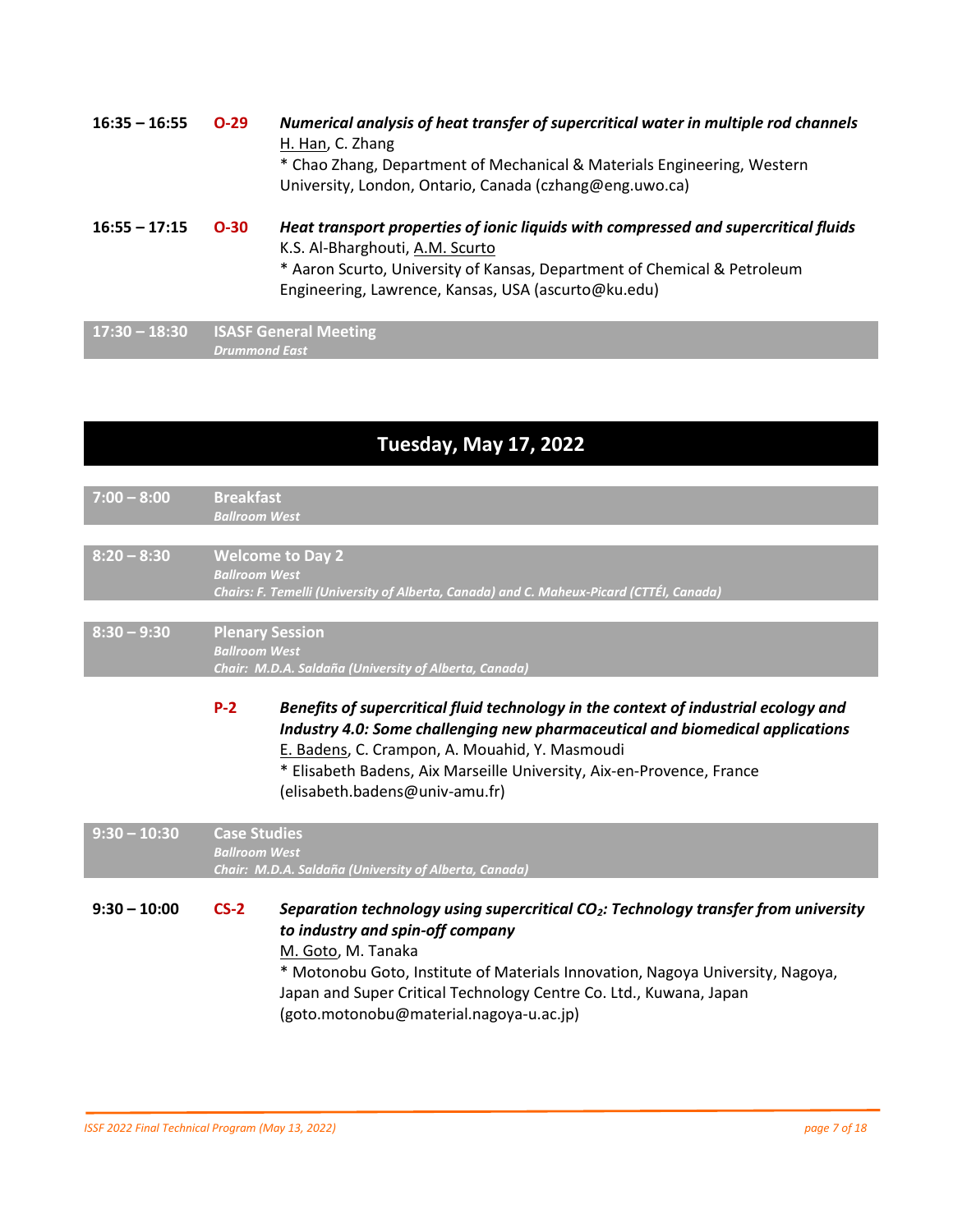**16:35 – 16:55** **O-29** ***Numerical analysis of heat transfer of supercritical water in multiple rod channels***
H. Han, C. Zhang
* Chao Zhang, Department of Mechanical & Materials Engineering, Western University, London, Ontario, Canada (czhang@eng.uwo.ca)

**16:55 – 17:15** **O-30** ***Heat transport properties of ionic liquids with compressed and supercritical fluids***
K.S. Al-Bharghouti, A.M. Scurto
* Aaron Scurto, University of Kansas, Department of Chemical & Petroleum Engineering, Lawrence, Kansas, USA (ascurto@ku.edu)

**17:30 – 18:30** **ISASF General Meeting**
*Drummond East*

## Tuesday, May 17, 2022

**7:00 – 8:00** **Breakfast**
*Ballroom West*

**8:20 – 8:30** **Welcome to Day 2**
*Ballroom West*
*Chairs: F. Temelli (University of Alberta, Canada) and C. Maheux-Picard (CTTÉI, Canada)*

**8:30 – 9:30** **Plenary Session**
*Ballroom West*
*Chair: M.D.A. Saldaña (University of Alberta, Canada)*

**P-2** ***Benefits of supercritical fluid technology in the context of industrial ecology and Industry 4.0: Some challenging new pharmaceutical and biomedical applications***
E. Badens, C. Crampon, A. Mouahid, Y. Masmoudi
* Elisabeth Badens, Aix Marseille University, Aix-en-Provence, France (elisabeth.badens@univ-amu.fr)

**9:30 – 10:30** **Case Studies**
*Ballroom West*
*Chair: M.D.A. Saldaña (University of Alberta, Canada)*

**9:30 – 10:00** **CS-2** ***Separation technology using supercritical $CO_2$: Technology transfer from university to industry and spin-off company***
M. Goto, M. Tanaka
* Motonobu Goto, Institute of Materials Innovation, Nagoya University, Nagoya, Japan and Super Critical Technology Centre Co. Ltd., Kuwana, Japan (goto.motonobu@material.nagoya-u.ac.jp)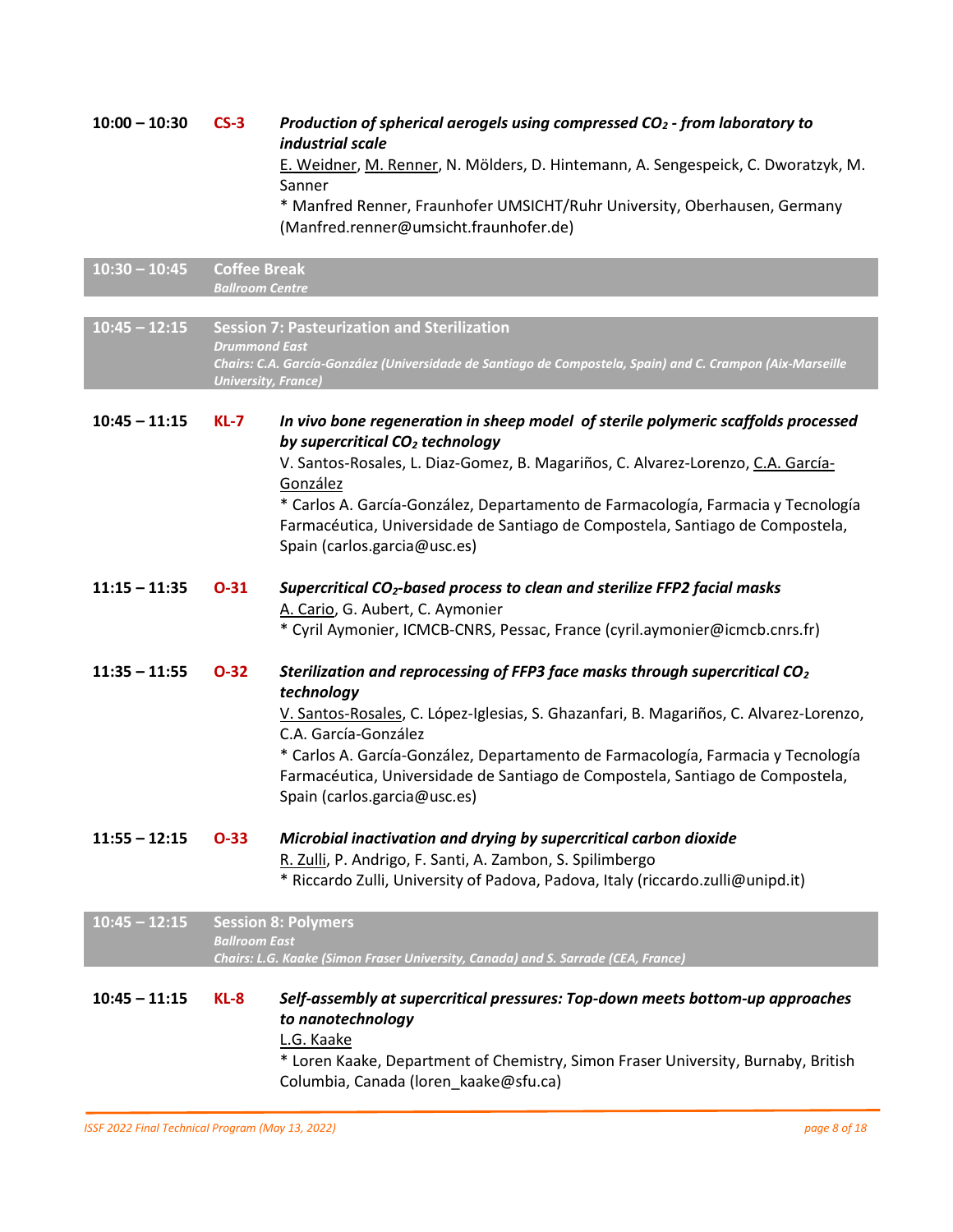**10:00 – 10:30** **CS-3** ***Production of spherical aerogels using compressed $CO_2$ - from laboratory to industrial scale***
E. Weidner, M. Renner, N. Mölders, D. Hintemann, A. Sengespeick, C. Dworatzyk, M. Sanner
* Manfred Renner, Fraunhofer UMSICHT/Ruhr University, Oberhausen, Germany (Manfred.renner@umsicht.fraunhofer.de)

**10:30 – 10:45** **Coffee Break**
*Ballroom Centre*

## 10:45 – 12:15 Session 7: Pasteurization and Sterilization

*Drummond East*
*Chairs: C.A. García-González (Universidade de Santiago de Compostela, Spain) and C. Crampon (Aix-Marseille University, France)*

**10:45 – 11:15** **KL-7** ***In vivo bone regeneration in sheep model of sterile polymeric scaffolds processed by supercritical $CO_2$ technology***
V. Santos-Rosales, L. Diaz-Gomez, B. Magariños, C. Alvarez-Lorenzo, C.A. García-González
* Carlos A. García-González, Departamento de Farmacología, Farmacia y Tecnología Farmacéutica, Universidade de Santiago de Compostela, Santiago de Compostela, Spain (carlos.garcia@usc.es)

**11:15 – 11:35** **O-31** ***Supercritical $CO_2$-based process to clean and sterilize FFP2 facial masks***
A. Cario, G. Aubert, C. Aymonier
* Cyril Aymonier, ICMCB-CNRS, Pessac, France (cyril.aymonier@icmcb.cnrs.fr)

**11:35 – 11:55** **O-32** ***Sterilization and reprocessing of FFP3 face masks through supercritical $CO_2$ technology***
V. Santos-Rosales, C. López-Iglesias, S. Ghazanfari, B. Magariños, C. Alvarez-Lorenzo, C.A. García-González
* Carlos A. García-González, Departamento de Farmacología, Farmacia y Tecnología Farmacéutica, Universidade de Santiago de Compostela, Santiago de Compostela, Spain (carlos.garcia@usc.es)

**11:55 – 12:15** **O-33** ***Microbial inactivation and drying by supercritical carbon dioxide***
R. Zulli, P. Andrigo, F. Santi, A. Zambon, S. Spilimbergo
* Riccardo Zulli, University of Padova, Padova, Italy (riccardo.zulli@unipd.it)

## 10:45 – 12:15 Session 8: Polymers

*Ballroom East*
*Chairs: L.G. Kaake (Simon Fraser University, Canada) and S. Sarrade (CEA, France)*

**10:45 – 11:15** **KL-8** ***Self-assembly at supercritical pressures: Top-down meets bottom-up approaches to nanotechnology***
L.G. Kaake
* Loren Kaake, Department of Chemistry, Simon Fraser University, Burnaby, British Columbia, Canada (loren_kaake@sfu.ca)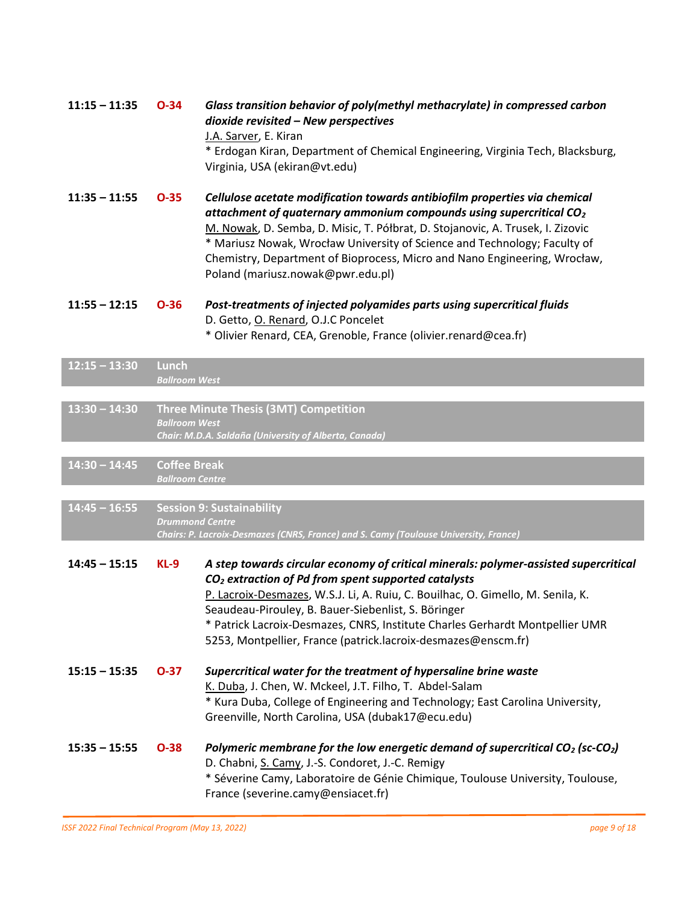**11:15 – 11:35** **O-34** ***Glass transition behavior of poly(methyl methacrylate) in compressed carbon dioxide revisited – New perspectives***
J.A. Sarver, E. Kiran
* Erdogan Kiran, Department of Chemical Engineering, Virginia Tech, Blacksburg, Virginia, USA (ekiran@vt.edu)

**11:35 – 11:55** **O-35** ***Cellulose acetate modification towards antibiofilm properties via chemical attachment of quaternary ammonium compounds using supercritical $CO_2$***
M. Nowak, D. Semba, D. Misic, T. Półbrat, D. Stojanovic, A. Trusek, I. Zizovic
* Mariusz Nowak, Wrocław University of Science and Technology; Faculty of Chemistry, Department of Bioprocess, Micro and Nano Engineering, Wrocław, Poland (mariusz.nowak@pwr.edu.pl)

**11:55 – 12:15** **O-36** ***Post-treatments of injected polyamides parts using supercritical fluids***
D. Getto, O. Renard, O.J.C Poncelet
* Olivier Renard, CEA, Grenoble, France (olivier.renard@cea.fr)

**12:15 – 13:30** **Lunch**
*Ballroom West*

**13:30 – 14:30** **Three Minute Thesis (3MT) Competition**
*Ballroom West*
*Chair: M.D.A. Saldaña (University of Alberta, Canada)*

**14:30 – 14:45** **Coffee Break**
*Ballroom Centre*

**14:45 – 16:55** **Session 9: Sustainability**
*Drummond Centre*
*Chairs: P. Lacroix-Desmazes (CNRS, France) and S. Camy (Toulouse University, France)*

**14:45 – 15:15** **KL-9** ***A step towards circular economy of critical minerals: polymer-assisted supercritical $CO_2$ extraction of Pd from spent supported catalysts***
P. Lacroix-Desmazes, W.S.J. Li, A. Ruiu, C. Bouilhac, O. Gimello, M. Senila, K. Seaudeau-Pirouley, B. Bauer-Siebenlist, S. Böringer
* Patrick Lacroix-Desmazes, CNRS, Institute Charles Gerhardt Montpellier UMR 5253, Montpellier, France (patrick.lacroix-desmazes@enscm.fr)

**15:15 – 15:35** **O-37** ***Supercritical water for the treatment of hypersaline brine waste***
K. Duba, J. Chen, W. Mckeel, J.T. Filho, T. Abdel-Salam
* Kura Duba, College of Engineering and Technology; East Carolina University, Greenville, North Carolina, USA (dubak17@ecu.edu)

**15:35 – 15:55** **O-38** ***Polymeric membrane for the low energetic demand of supercritical $CO_2$ (sc-$CO_2$)***
D. Chabni, S. Camy, J.-S. Condoret, J.-C. Remigy
* Séverine Camy, Laboratoire de Génie Chimique, Toulouse University, Toulouse, France (severine.camy@ensiacet.fr)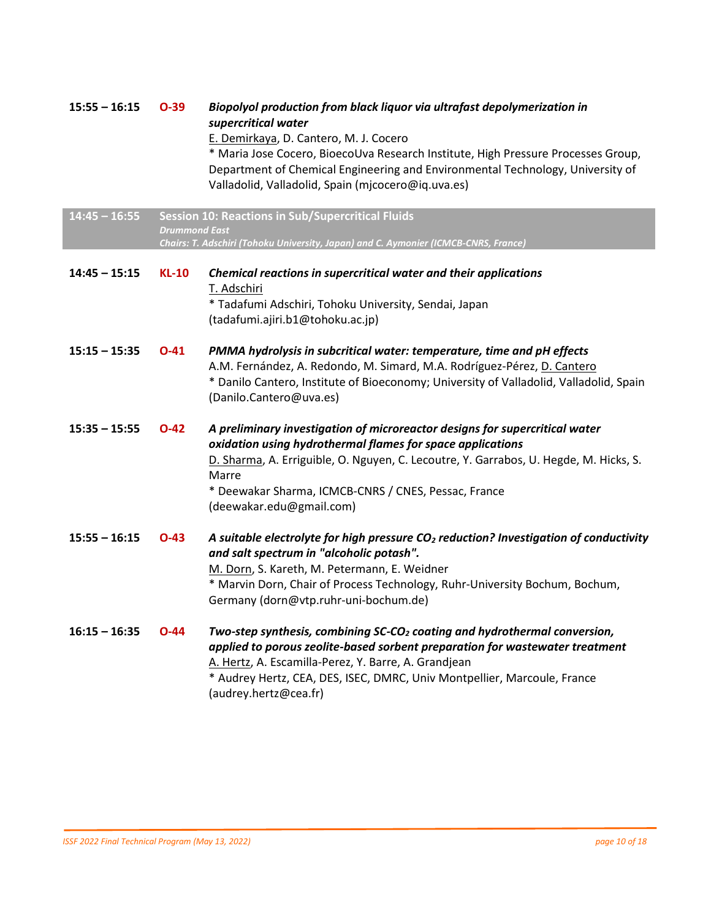**15:55 – 16:15** **O-39** ***Biopolyol production from black liquor via ultrafast depolymerization in supercritical water***
<u>E. Demirkaya</u>, D. Cantero, M. J. Cocero
* Maria Jose Cocero, BioecoUva Research Institute, High Pressure Processes Group, Department of Chemical Engineering and Environmental Technology, University of Valladolid, Valladolid, Spain (mjcocero@iq.uva.es)

## 14:45 – 16:55 Session 10: Reactions in Sub/Supercritical Fluids

***Drummond East***

***Chairs: T. Adschiri (Tohoku University, Japan) and C. Aymonier (ICMCB-CNRS, France)***

**14:45 – 15:15** **KL-10** ***Chemical reactions in supercritical water and their applications***
<u>T. Adschiri</u>
* Tadafumi Adschiri, Tohoku University, Sendai, Japan (tadafumi.ajiri.b1@tohoku.ac.jp)

**15:15 – 15:35** **O-41** ***PMMA hydrolysis in subcritical water: temperature, time and pH effects***
A.M. Fernández, A. Redondo, M. Simard, M.A. Rodríguez-Pérez, <u>D. Cantero</u>
* Danilo Cantero, Institute of Bioeconomy; University of Valladolid, Valladolid, Spain (Danilo.Cantero@uva.es)

**15:35 – 15:55** **O-42** ***A preliminary investigation of microreactor designs for supercritical water oxidation using hydrothermal flames for space applications***
<u>D. Sharma</u>, A. Erriguible, O. Nguyen, C. Lecoutre, Y. Garrabos, U. Hegde, M. Hicks, S. Marre
* Deewakar Sharma, ICMCB-CNRS / CNES, Pessac, France (deewakar.edu@gmail.com)

**15:55 – 16:15** **O-43** ***A suitable electrolyte for high pressure $CO_2$ reduction? Investigation of conductivity and salt spectrum in "alcoholic potash".***
<u>M. Dorn</u>, S. Kareth, M. Petermann, E. Weidner
* Marvin Dorn, Chair of Process Technology, Ruhr-University Bochum, Bochum, Germany (dorn@vtp.ruhr-uni-bochum.de)

**16:15 – 16:35** **O-44** ***Two-step synthesis, combining SC-$CO_2$ coating and hydrothermal conversion, applied to porous zeolite-based sorbent preparation for wastewater treatment***
<u>A. Hertz</u>, A. Escamilla-Perez, Y. Barre, A. Grandjean
* Audrey Hertz, CEA, DES, ISEC, DMRC, Univ Montpellier, Marcoule, France (audrey.hertz@cea.fr)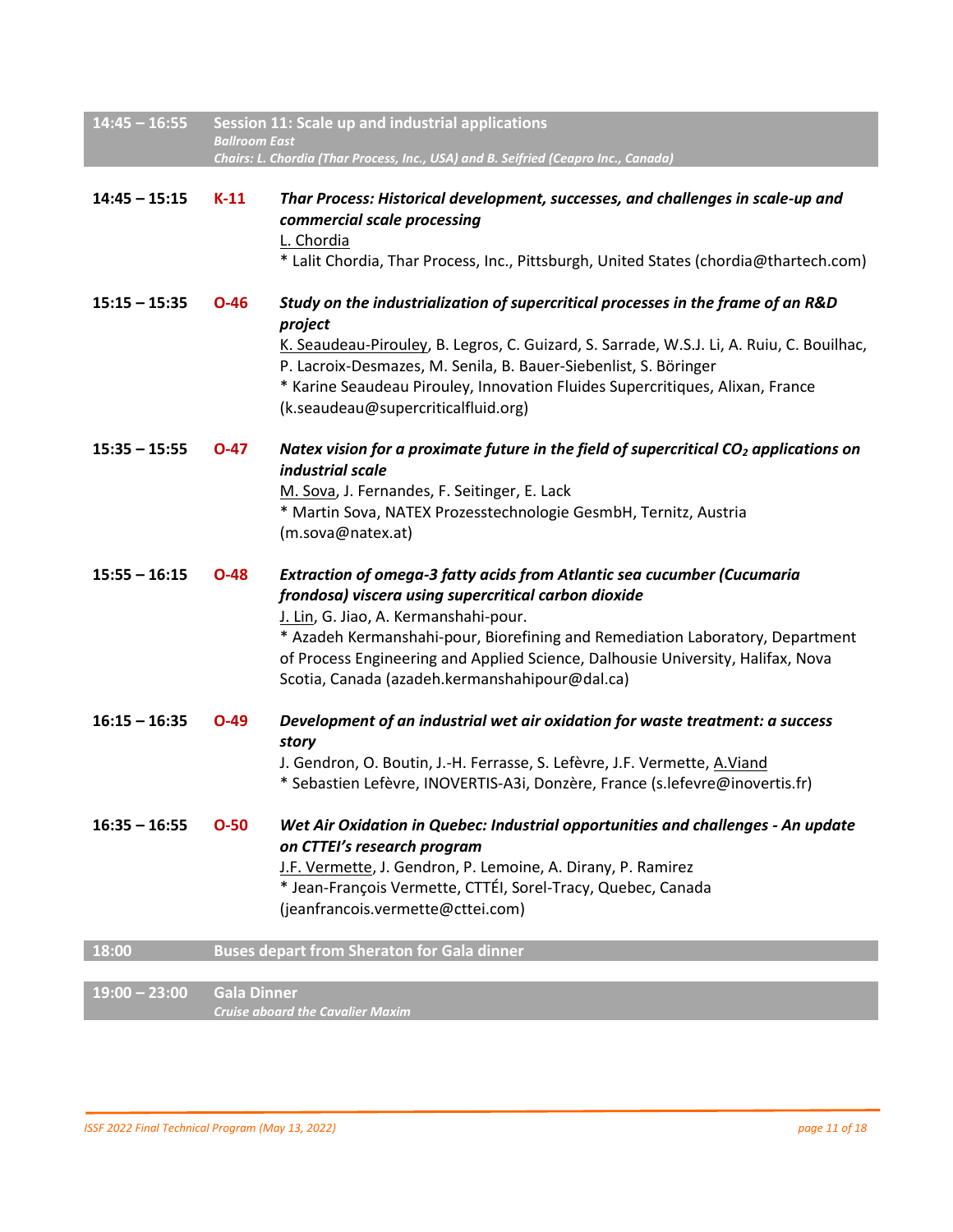| 14:45 – 16:55 | **Session 11: Scale up and industrial applications** *Ballroom East* *Chairs: L. Chordia (Thar Process, Inc., USA) and B. Seifried (Ceapro Inc., Canada)* |
|---|---|

**14:45 – 15:15** **K-11** ***Thar Process: Historical development, successes, and challenges in scale-up and commercial scale processing***
L. Chordia
* Lalit Chordia, Thar Process, Inc., Pittsburgh, United States (chordia@thartech.com)

**15:15 – 15:35** **O-46** ***Study on the industrialization of supercritical processes in the frame of an R&D project***
K. Seaudeau-Pirouley, B. Legros, C. Guizard, S. Sarrade, W.S.J. Li, A. Ruiu, C. Bouilhac, P. Lacroix-Desmazes, M. Senila, B. Bauer-Siebenlist, S. Böringer
* Karine Seaudeau Pirouley, Innovation Fluides Supercritiques, Alixan, France (k.seaudeau@supercriticalfluid.org)

**15:35 – 15:55** **O-47** ***Natex vision for a proximate future in the field of supercritical $CO_2$ applications on industrial scale***
M. Sova, J. Fernandes, F. Seitinger, E. Lack
* Martin Sova, NATEX Prozesstechnologie GesmbH, Ternitz, Austria (m.sova@natex.at)

**15:55 – 16:15** **O-48** ***Extraction of omega-3 fatty acids from Atlantic sea cucumber (Cucumaria frondosa) viscera using supercritical carbon dioxide***
J. Lin, G. Jiao, A. Kermanshahi-pour.
* Azadeh Kermanshahi-pour, Biorefining and Remediation Laboratory, Department of Process Engineering and Applied Science, Dalhousie University, Halifax, Nova Scotia, Canada (azadeh.kermanshahipour@dal.ca)

**16:15 – 16:35** **O-49** ***Development of an industrial wet air oxidation for waste treatment: a success story***
J. Gendron, O. Boutin, J.-H. Ferrasse, S. Lefèvre, J.F. Vermette, A.Viand
* Sebastien Lefèvre, INOVERTIS-A3i, Donzère, France (s.lefevre@inovertis.fr)

**16:35 – 16:55** **O-50** ***Wet Air Oxidation in Quebec: Industrial opportunities and challenges - An update on CTTEI's research program***
J.F. Vermette, J. Gendron, P. Lemoine, A. Dirany, P. Ramirez
* Jean-François Vermette, CTTÉI, Sorel-Tracy, Quebec, Canada (jeanfrancois.vermette@cttei.com)

| 18:00 | **Buses depart from Sheraton for Gala dinner** |
|---|---|

| 19:00 – 23:00 | **Gala Dinner** *Cruise aboard the Cavalier Maxim* |
|---|---|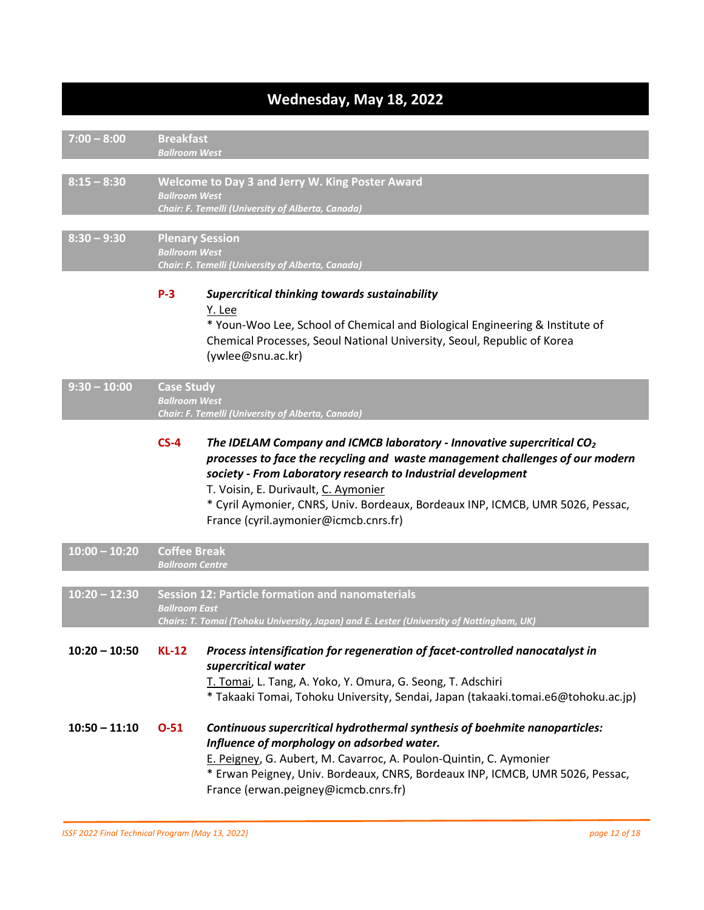# Wednesday, May 18, 2022

**7:00 – 8:00** **Breakfast**
*Ballroom West*

**8:15 – 8:30** **Welcome to Day 3 and Jerry W. King Poster Award**
*Ballroom West*
*Chair: F. Temelli (University of Alberta, Canada)*

**8:30 – 9:30** **Plenary Session**
*Ballroom West*
*Chair: F. Temelli (University of Alberta, Canada)*

**P-3** ***Supercritical thinking towards sustainability***
Y. Lee
\* Youn-Woo Lee, School of Chemical and Biological Engineering & Institute of Chemical Processes, Seoul National University, Seoul, Republic of Korea (ywlee@snu.ac.kr)

**9:30 – 10:00** **Case Study**
*Ballroom West*
*Chair: F. Temelli (University of Alberta, Canada)*

**CS-4** ***The IDELAM Company and ICMCB laboratory - Innovative supercritical $CO_2$ processes to face the recycling and waste management challenges of our modern society - From Laboratory research to Industrial development***
T. Voisin, E. Durivault, C. Aymonier
\* Cyril Aymonier, CNRS, Univ. Bordeaux, Bordeaux INP, ICMCB, UMR 5026, Pessac, France (cyril.aymonier@icmcb.cnrs.fr)

**10:00 – 10:20** **Coffee Break**
*Ballroom Centre*

**10:20 – 12:30** **Session 12: Particle formation and nanomaterials**
*Ballroom East*
*Chairs: T. Tomai (Tohoku University, Japan) and E. Lester (University of Nottingham, UK)*

**10:20 – 10:50** **KL-12** ***Process intensification for regeneration of facet-controlled nanocatalyst in supercritical water***
T. Tomai, L. Tang, A. Yoko, Y. Omura, G. Seong, T. Adschiri
\* Takaaki Tomai, Tohoku University, Sendai, Japan (takaaki.tomai.e6@tohoku.ac.jp)

**10:50 – 11:10** **O-51** ***Continuous supercritical hydrothermal synthesis of boehmite nanoparticles: Influence of morphology on adsorbed water.***
E. Peigney, G. Aubert, M. Cavarroc, A. Poulon-Quintin, C. Aymonier
\* Erwan Peigney, Univ. Bordeaux, CNRS, Bordeaux INP, ICMCB, UMR 5026, Pessac, France (erwan.peigney@icmcb.cnrs.fr)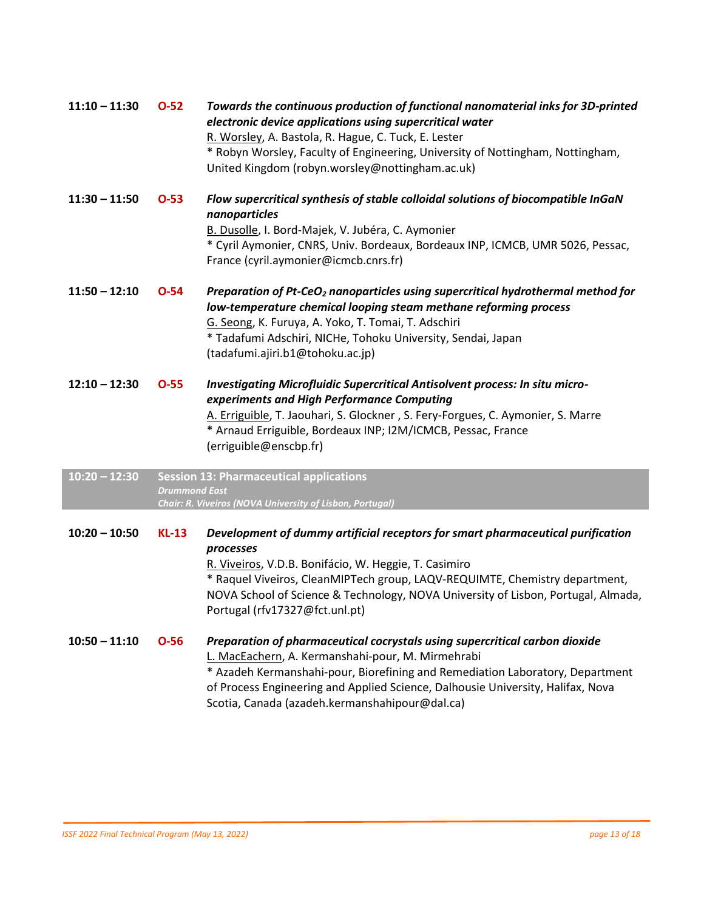**11:10 – 11:30** **O-52** ***Towards the continuous production of functional nanomaterial inks for 3D-printed electronic device applications using supercritical water***
R. Worsley, A. Bastola, R. Hague, C. Tuck, E. Lester
* Robyn Worsley, Faculty of Engineering, University of Nottingham, Nottingham, United Kingdom (robyn.worsley@nottingham.ac.uk)

**11:30 – 11:50** **O-53** ***Flow supercritical synthesis of stable colloidal solutions of biocompatible InGaN nanoparticles***
B. Dusolle, I. Bord-Majek, V. Jubéra, C. Aymonier
* Cyril Aymonier, CNRS, Univ. Bordeaux, Bordeaux INP, ICMCB, UMR 5026, Pessac, France (cyril.aymonier@icmcb.cnrs.fr)

**11:50 – 12:10** **O-54** ***Preparation of Pt-$CeO_2$ nanoparticles using supercritical hydrothermal method for low-temperature chemical looping steam methane reforming process***
G. Seong, K. Furuya, A. Yoko, T. Tomai, T. Adschiri
* Tadafumi Adschiri, NICHe, Tohoku University, Sendai, Japan (tadafumi.ajiri.b1@tohoku.ac.jp)

**12:10 – 12:30** **O-55** ***Investigating Microfluidic Supercritical Antisolvent process: In situ micro-experiments and High Performance Computing***
A. Erriguible, T. Jaouhari, S. Glockner , S. Fery-Forgues, C. Aymonier, S. Marre
* Arnaud Erriguible, Bordeaux INP; I2M/ICMCB, Pessac, France (erriguible@enscbp.fr)

## 10:20 – 12:30 Session 13: Pharmaceutical applications

*Drummond East*
*Chair: R. Viveiros (NOVA University of Lisbon, Portugal)*

**10:20 – 10:50** **KL-13** ***Development of dummy artificial receptors for smart pharmaceutical purification processes***
R. Viveiros, V.D.B. Bonifácio, W. Heggie, T. Casimiro
* Raquel Viveiros, CleanMIPTech group, LAQV-REQUIMTE, Chemistry department, NOVA School of Science & Technology, NOVA University of Lisbon, Portugal, Almada, Portugal (rfv17327@fct.unl.pt)

**10:50 – 11:10** **O-56** ***Preparation of pharmaceutical cocrystals using supercritical carbon dioxide***
L. MacEachern, A. Kermanshahi-pour, M. Mirmehrabi
* Azadeh Kermanshahi-pour, Biorefining and Remediation Laboratory, Department of Process Engineering and Applied Science, Dalhousie University, Halifax, Nova Scotia, Canada (azadeh.kermanshahipour@dal.ca)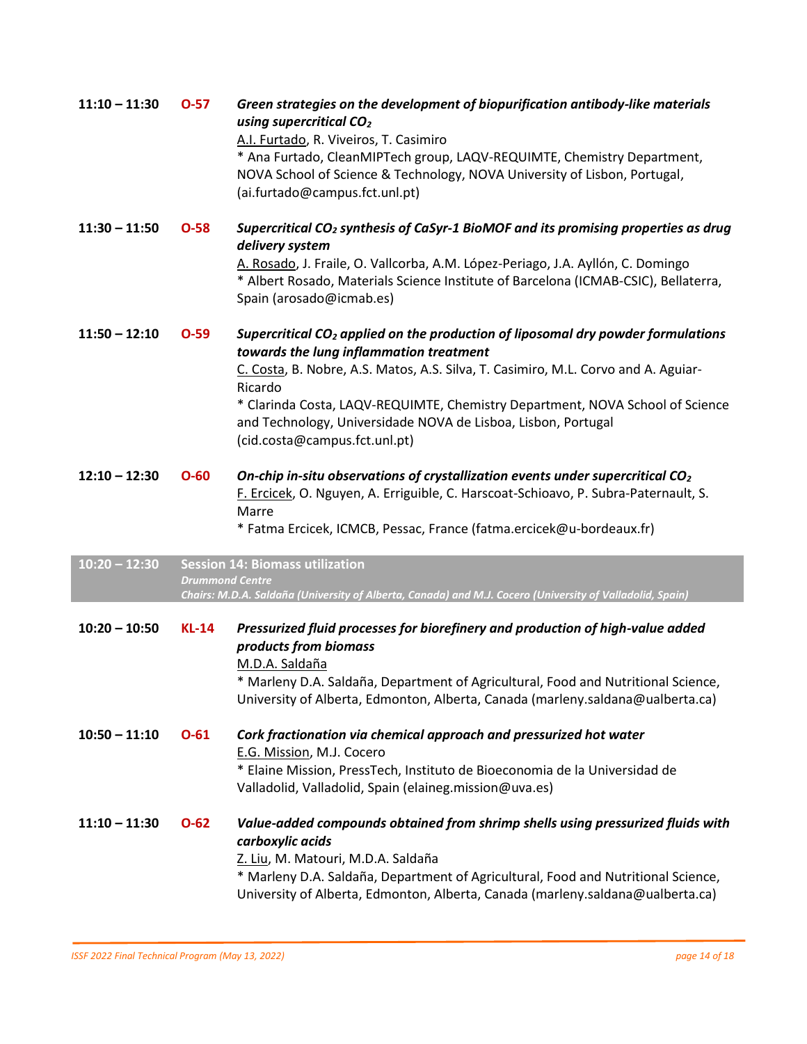**11:10 – 11:30** **O-57** ***Green strategies on the development of biopurification antibody-like materials using supercritical $CO_2$***
A.I. Furtado, R. Viveiros, T. Casimiro
* Ana Furtado, CleanMIPTech group, LAQV-REQUIMTE, Chemistry Department, NOVA School of Science & Technology, NOVA University of Lisbon, Portugal, (ai.furtado@campus.fct.unl.pt)

**11:30 – 11:50** **O-58** ***Supercritical $CO_2$ synthesis of CaSyr-1 BioMOF and its promising properties as drug delivery system***
A. Rosado, J. Fraile, O. Vallcorba, A.M. López-Periago, J.A. Ayllón, C. Domingo
* Albert Rosado, Materials Science Institute of Barcelona (ICMAB-CSIC), Bellaterra, Spain (arosado@icmab.es)

**11:50 – 12:10** **O-59** ***Supercritical $CO_2$ applied on the production of liposomal dry powder formulations towards the lung inflammation treatment***
C. Costa, B. Nobre, A.S. Matos, A.S. Silva, T. Casimiro, M.L. Corvo and A. Aguiar-Ricardo
* Clarinda Costa, LAQV-REQUIMTE, Chemistry Department, NOVA School of Science and Technology, Universidade NOVA de Lisboa, Lisbon, Portugal (cid.costa@campus.fct.unl.pt)

**12:10 – 12:30** **O-60** ***On-chip in-situ observations of crystallization events under supercritical $CO_2$***
F. Ercicek, O. Nguyen, A. Erriguible, C. Harscoat-Schioavo, P. Subra-Paternault, S. Marre
* Fatma Ercicek, ICMCB, Pessac, France (fatma.ercicek@u-bordeaux.fr)

## 10:20 – 12:30 Session 14: Biomass utilization

*Drummond Centre*
*Chairs: M.D.A. Saldaña (University of Alberta, Canada) and M.J. Cocero (University of Valladolid, Spain)*

**10:20 – 10:50** **KL-14** ***Pressurized fluid processes for biorefinery and production of high-value added products from biomass***
M.D.A. Saldaña
* Marleny D.A. Saldaña, Department of Agricultural, Food and Nutritional Science, University of Alberta, Edmonton, Alberta, Canada (marleny.saldana@ualberta.ca)

**10:50 – 11:10** **O-61** ***Cork fractionation via chemical approach and pressurized hot water***
E.G. Mission, M.J. Cocero
* Elaine Mission, PressTech, Instituto de Bioeconomia de la Universidad de Valladolid, Valladolid, Spain (elaineg.mission@uva.es)

**11:10 – 11:30** **O-62** ***Value-added compounds obtained from shrimp shells using pressurized fluids with carboxylic acids***
Z. Liu, M. Matouri, M.D.A. Saldaña
* Marleny D.A. Saldaña, Department of Agricultural, Food and Nutritional Science, University of Alberta, Edmonton, Alberta, Canada (marleny.saldana@ualberta.ca)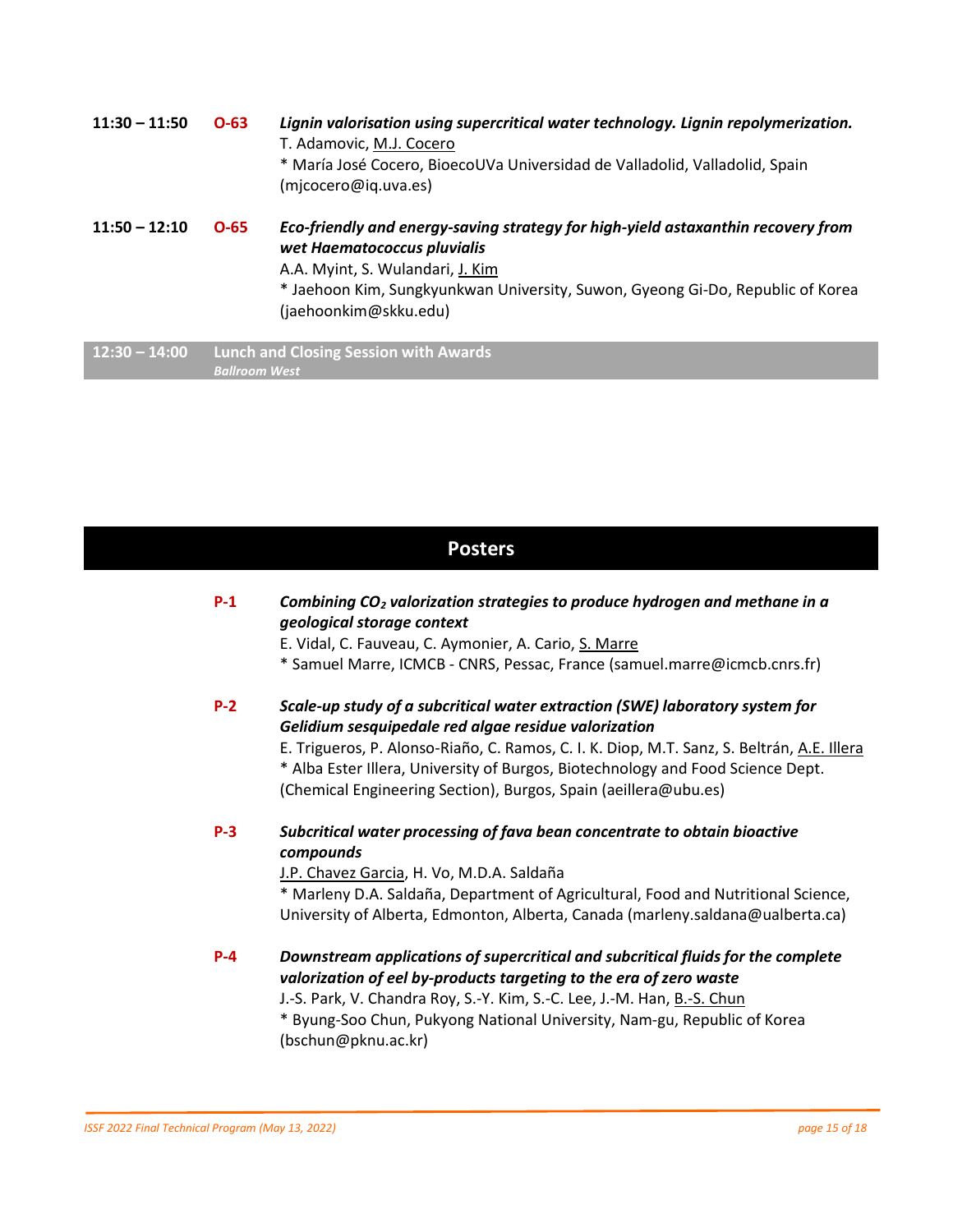**11:30 – 11:50** **O-63** ***Lignin valorisation using supercritical water technology. Lignin repolymerization.***
T. Adamovic, M.J. Cocero
\* María José Cocero, BioecoUVa Universidad de Valladolid, Valladolid, Spain (mjcocero@iq.uva.es)

**11:50 – 12:10** **O-65** ***Eco-friendly and energy-saving strategy for high-yield astaxanthin recovery from wet Haematococcus pluvialis***
A.A. Myint, S. Wulandari, J. Kim
\* Jaehoon Kim, Sungkyunkwan University, Suwon, Gyeong Gi-Do, Republic of Korea (jaehoonkim@skku.edu)

**12:30 – 14:00** **Lunch and Closing Session with Awards**
*Ballroom West*

## Posters

**P-1** ***Combining $CO_2$ valorization strategies to produce hydrogen and methane in a geological storage context***
E. Vidal, C. Fauveau, C. Aymonier, A. Cario, S. Marre
\* Samuel Marre, ICMCB - CNRS, Pessac, France (samuel.marre@icmcb.cnrs.fr)

**P-2** ***Scale-up study of a subcritical water extraction (SWE) laboratory system for Gelidium sesquipedale red algae residue valorization***
E. Trigueros, P. Alonso-Riaño, C. Ramos, C. I. K. Diop, M.T. Sanz, S. Beltrán, A.E. Illera
\* Alba Ester Illera, University of Burgos, Biotechnology and Food Science Dept. (Chemical Engineering Section), Burgos, Spain (aeillera@ubu.es)

**P-3** ***Subcritical water processing of fava bean concentrate to obtain bioactive compounds***
J.P. Chavez Garcia, H. Vo, M.D.A. Saldaña
\* Marleny D.A. Saldaña, Department of Agricultural, Food and Nutritional Science, University of Alberta, Edmonton, Alberta, Canada (marleny.saldana@ualberta.ca)

**P-4** ***Downstream applications of supercritical and subcritical fluids for the complete valorization of eel by-products targeting to the era of zero waste***
J.-S. Park, V. Chandra Roy, S.-Y. Kim, S.-C. Lee, J.-M. Han, B.-S. Chun
\* Byung-Soo Chun, Pukyong National University, Nam-gu, Republic of Korea (bschun@pknu.ac.kr)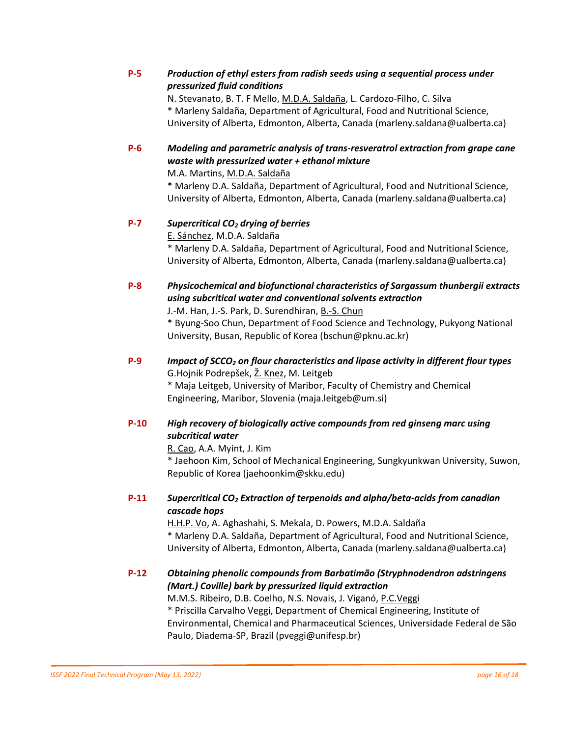**P-5** ***Production of ethyl esters from radish seeds using a sequential process under pressurized fluid conditions***
N. Stevanato, B. T. F Mello, M.D.A. Saldaña, L. Cardozo-Filho, C. Silva
* Marleny Saldaña, Department of Agricultural, Food and Nutritional Science, University of Alberta, Edmonton, Alberta, Canada (marleny.saldana@ualberta.ca)

**P-6** ***Modeling and parametric analysis of trans-resveratrol extraction from grape cane waste with pressurized water + ethanol mixture***
M.A. Martins, M.D.A. Saldaña
* Marleny D.A. Saldaña, Department of Agricultural, Food and Nutritional Science, University of Alberta, Edmonton, Alberta, Canada (marleny.saldana@ualberta.ca)

**P-7** ***Supercritical $CO_2$ drying of berries***
E. Sánchez, M.D.A. Saldaña
* Marleny D.A. Saldaña, Department of Agricultural, Food and Nutritional Science, University of Alberta, Edmonton, Alberta, Canada (marleny.saldana@ualberta.ca)

**P-8** ***Physicochemical and biofunctional characteristics of Sargassum thunbergii extracts using subcritical water and conventional solvents extraction***
J.-M. Han, J.-S. Park, D. Surendhiran, B.-S. Chun
* Byung-Soo Chun, Department of Food Science and Technology, Pukyong National University, Busan, Republic of Korea (bschun@pknu.ac.kr)

**P-9** ***Impact of $SCCO_2$ on flour characteristics and lipase activity in different flour types***
G.Hojnik Podrepšek, Ž. Knez, M. Leitgeb
* Maja Leitgeb, University of Maribor, Faculty of Chemistry and Chemical Engineering, Maribor, Slovenia (maja.leitgeb@um.si)

**P-10** ***High recovery of biologically active compounds from red ginseng marc using subcritical water***
R. Cao, A.A. Myint, J. Kim
* Jaehoon Kim, School of Mechanical Engineering, Sungkyunkwan University, Suwon, Republic of Korea (jaehoonkim@skku.edu)

**P-11** ***Supercritical $CO_2$ Extraction of terpenoids and alpha/beta-acids from canadian cascade hops***
H.H.P. Vo, A. Aghashahi, S. Mekala, D. Powers, M.D.A. Saldaña
* Marleny D.A. Saldaña, Department of Agricultural, Food and Nutritional Science, University of Alberta, Edmonton, Alberta, Canada (marleny.saldana@ualberta.ca)

**P-12** ***Obtaining phenolic compounds from Barbatimão (Stryphnodendron adstringens (Mart.) Coville) bark by pressurized liquid extraction***
M.M.S. Ribeiro, D.B. Coelho, N.S. Novais, J. Viganó, P.C.Veggi
* Priscilla Carvalho Veggi, Department of Chemical Engineering, Institute of Environmental, Chemical and Pharmaceutical Sciences, Universidade Federal de São Paulo, Diadema-SP, Brazil (pveggi@unifesp.br)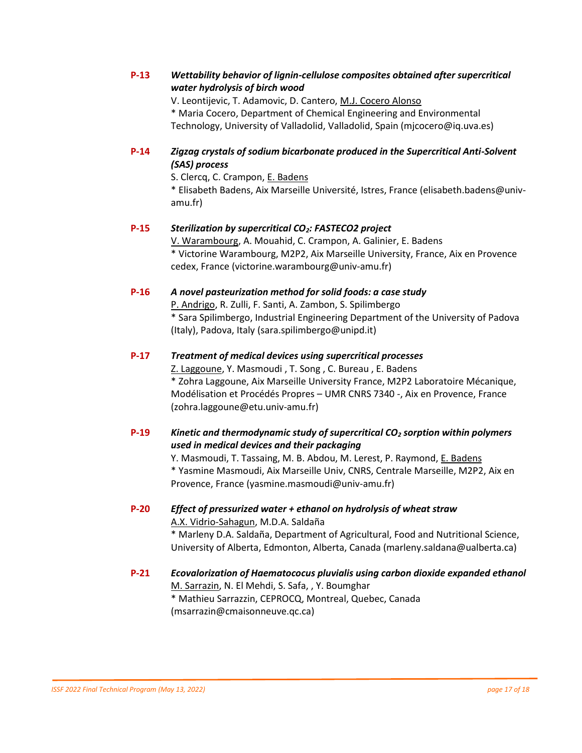**P-13** ***Wettability behavior of lignin-cellulose composites obtained after supercritical water hydrolysis of birch wood***
V. Leontijevic, T. Adamovic, D. Cantero, <u>M.J. Cocero Alonso</u>
\* Maria Cocero, Department of Chemical Engineering and Environmental Technology, University of Valladolid, Valladolid, Spain (mjcocero@iq.uva.es)

**P-14** ***Zigzag crystals of sodium bicarbonate produced in the Supercritical Anti-Solvent (SAS) process***
S. Clercq, C. Crampon, <u>E. Badens</u>
\* Elisabeth Badens, Aix Marseille Université, Istres, France (elisabeth.badens@univ-amu.fr)

**P-15** ***Sterilization by supercritical $CO_2$: FASTECO2 project***
<u>V. Warambourg</u>, A. Mouahid, C. Crampon, A. Galinier, E. Badens
\* Victorine Warambourg, M2P2, Aix Marseille University, France, Aix en Provence cedex, France (victorine.warambourg@univ-amu.fr)

**P-16** ***A novel pasteurization method for solid foods: a case study***
<u>P. Andrigo</u>, R. Zulli, F. Santi, A. Zambon, S. Spilimbergo
\* Sara Spilimbergo, Industrial Engineering Department of the University of Padova (Italy), Padova, Italy (sara.spilimbergo@unipd.it)

**P-17** ***Treatment of medical devices using supercritical processes***
<u>Z. Laggoune</u>, Y. Masmoudi , T. Song , C. Bureau , E. Badens
\* Zohra Laggoune, Aix Marseille University France, M2P2 Laboratoire Mécanique, Modélisation et Procédés Propres – UMR CNRS 7340 -, Aix en Provence, France (zohra.laggoune@etu.univ-amu.fr)

**P-19** ***Kinetic and thermodynamic study of supercritical $CO_2$ sorption within polymers used in medical devices and their packaging***
Y. Masmoudi, T. Tassaing, M. B. Abdou, M. Lerest, P. Raymond, <u>E. Badens</u>
\* Yasmine Masmoudi, Aix Marseille Univ, CNRS, Centrale Marseille, M2P2, Aix en Provence, France (yasmine.masmoudi@univ-amu.fr)

**P-20** ***Effect of pressurized water + ethanol on hydrolysis of wheat straw***
<u>A.X. Vidrio-Sahagun</u>, M.D.A. Saldaña
\* Marleny D.A. Saldaña, Department of Agricultural, Food and Nutritional Science, University of Alberta, Edmonton, Alberta, Canada (marleny.saldana@ualberta.ca)

**P-21** ***Ecovalorization of Haematococus pluvialis using carbon dioxide expanded ethanol***
<u>M. Sarrazin</u>, N. El Mehdi, S. Safa, , Y. Boumghar
\* Mathieu Sarrazzin, CEPROCQ, Montreal, Quebec, Canada (msarrazin@cmaisonneuve.qc.ca)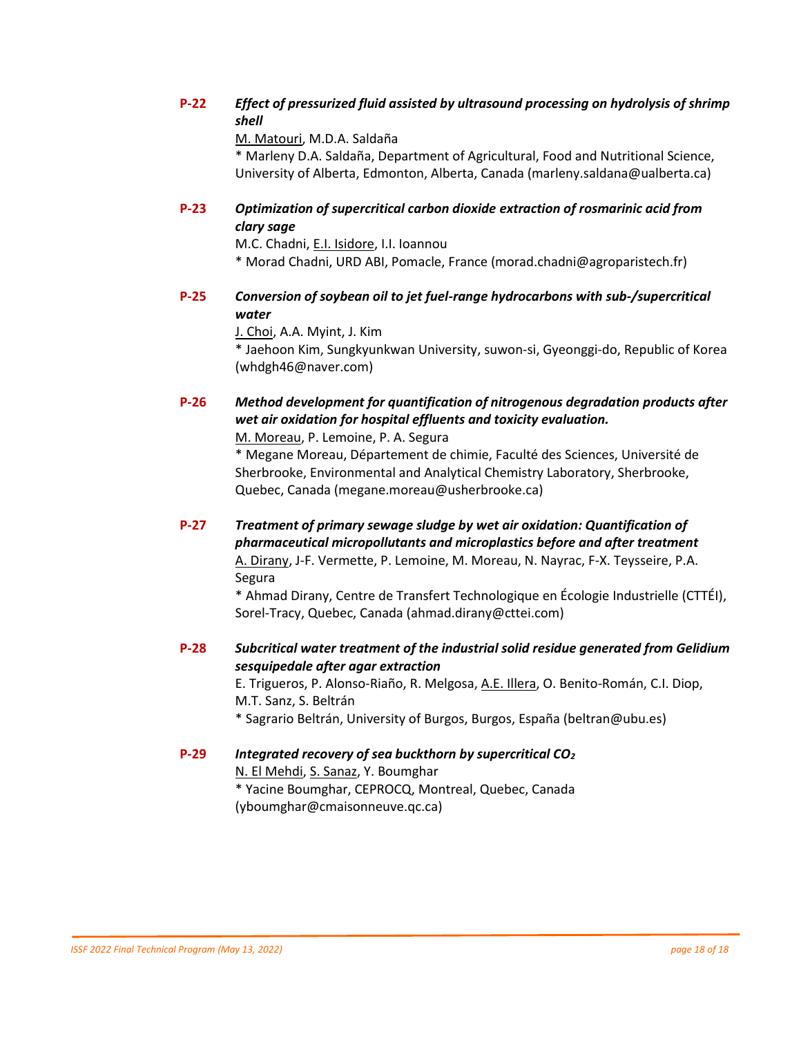**P-22** ***Effect of pressurized fluid assisted by ultrasound processing on hydrolysis of shrimp shell***

<u>M. Matouri</u>, M.D.A. Saldaña

* Marleny D.A. Saldaña, Department of Agricultural, Food and Nutritional Science, University of Alberta, Edmonton, Alberta, Canada (marleny.saldana@ualberta.ca)

**P-23** ***Optimization of supercritical carbon dioxide extraction of rosmarinic acid from clary sage***

M.C. Chadni, <u>E.I. Isidore</u>, I.I. Ioannou

* Morad Chadni, URD ABI, Pomacle, France (morad.chadni@agroparistech.fr)

**P-25** ***Conversion of soybean oil to jet fuel-range hydrocarbons with sub-/supercritical water***

<u>J. Choi</u>, A.A. Myint, J. Kim

* Jaehoon Kim, Sungkyunkwan University, suwon-si, Gyeonggi-do, Republic of Korea (whdgh46@naver.com)

**P-26** ***Method development for quantification of nitrogenous degradation products after wet air oxidation for hospital effluents and toxicity evaluation.***

<u>M. Moreau</u>, P. Lemoine, P. A. Segura

* Megane Moreau, Département de chimie, Faculté des Sciences, Université de Sherbrooke, Environmental and Analytical Chemistry Laboratory, Sherbrooke, Quebec, Canada (megane.moreau@usherbrooke.ca)

**P-27** ***Treatment of primary sewage sludge by wet air oxidation: Quantification of pharmaceutical micropollutants and microplastics before and after treatment***

<u>A. Dirany</u>, J-F. Vermette, P. Lemoine, M. Moreau, N. Nayrac, F-X. Teysseire, P.A. Segura

* Ahmad Dirany, Centre de Transfert Technologique en Écologie Industrielle (CTTÉI), Sorel-Tracy, Quebec, Canada (ahmad.dirany@cttei.com)

**P-28** ***Subcritical water treatment of the industrial solid residue generated from Gelidium sesquipedale after agar extraction***

E. Trigueros, P. Alonso-Riaño, R. Melgosa, <u>A.E. Illera</u>, O. Benito-Román, C.I. Diop, M.T. Sanz, S. Beltrán

* Sagrario Beltrán, University of Burgos, Burgos, España (beltran@ubu.es)

**P-29** ***Integrated recovery of sea buckthorn by supercritical $CO_2$***

<u>N. El Mehdi</u>, <u>S. Sanaz</u>, Y. Boumghar

* Yacine Boumghar, CEPROCQ, Montreal, Quebec, Canada (yboumghar@cmaisonneuve.qc.ca)